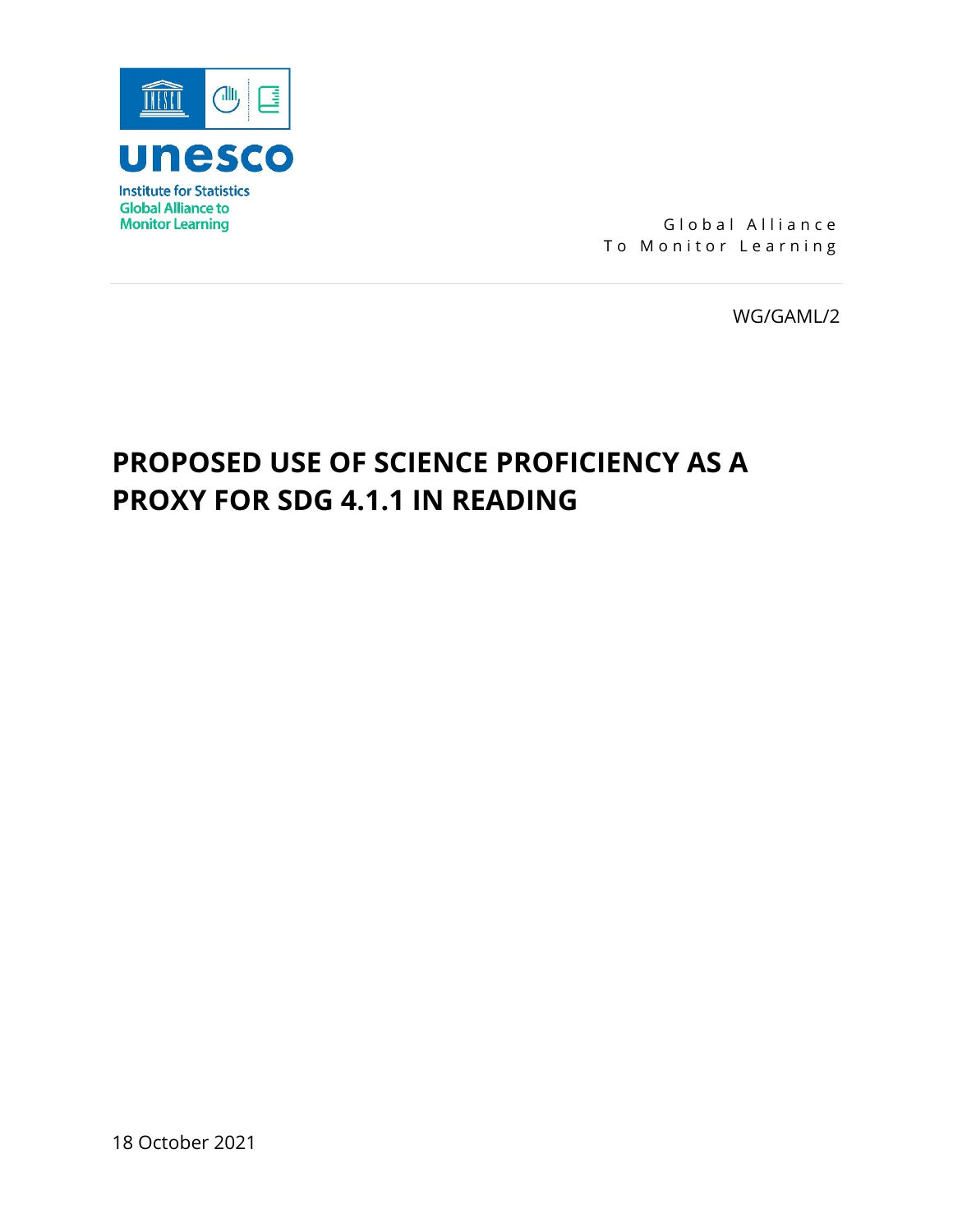unesco

Institute for Statistics
Global Alliance to
Monitor Learning

Global Alliance
To Monitor Learning

WG/GAML/2

# PROPOSED USE OF SCIENCE PROFICIENCY AS A PROXY FOR SDG 4.1.1 IN READING

18 October 2021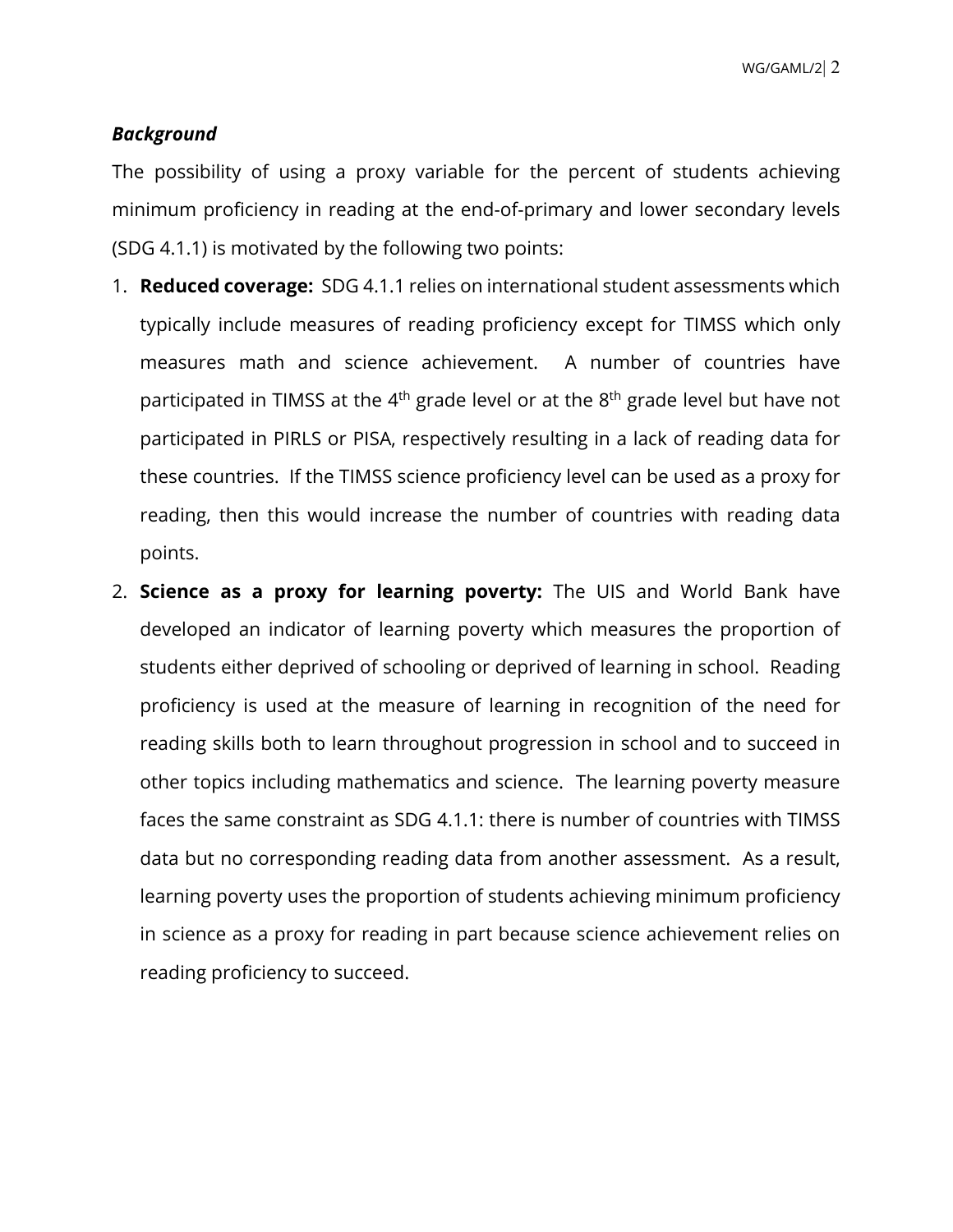***Background***

The possibility of using a proxy variable for the percent of students achieving minimum proficiency in reading at the end-of-primary and lower secondary levels (SDG 4.1.1) is motivated by the following two points:

1. **Reduced coverage:** SDG 4.1.1 relies on international student assessments which typically include measures of reading proficiency except for TIMSS which only measures math and science achievement. A number of countries have participated in TIMSS at the 4th grade level or at the 8th grade level but have not participated in PIRLS or PISA, respectively resulting in a lack of reading data for these countries. If the TIMSS science proficiency level can be used as a proxy for reading, then this would increase the number of countries with reading data points.
2. **Science as a proxy for learning poverty:** The UIS and World Bank have developed an indicator of learning poverty which measures the proportion of students either deprived of schooling or deprived of learning in school. Reading proficiency is used at the measure of learning in recognition of the need for reading skills both to learn throughout progression in school and to succeed in other topics including mathematics and science. The learning poverty measure faces the same constraint as SDG 4.1.1: there is number of countries with TIMSS data but no corresponding reading data from another assessment. As a result, learning poverty uses the proportion of students achieving minimum proficiency in science as a proxy for reading in part because science achievement relies on reading proficiency to succeed.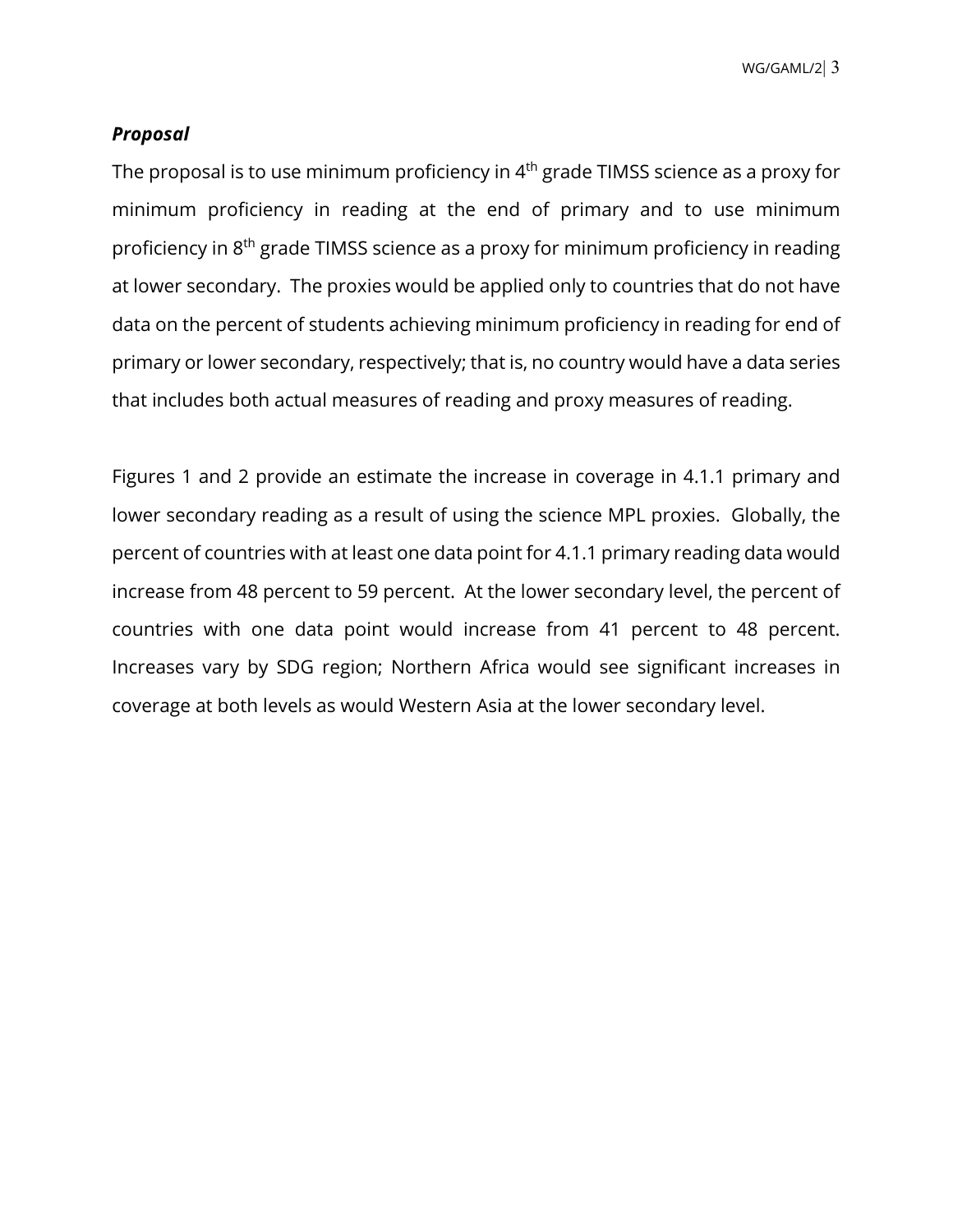***Proposal***

The proposal is to use minimum proficiency in 4th grade TIMSS science as a proxy for minimum proficiency in reading at the end of primary and to use minimum proficiency in 8th grade TIMSS science as a proxy for minimum proficiency in reading at lower secondary. The proxies would be applied only to countries that do not have data on the percent of students achieving minimum proficiency in reading for end of primary or lower secondary, respectively; that is, no country would have a data series that includes both actual measures of reading and proxy measures of reading.

Figures 1 and 2 provide an estimate the increase in coverage in 4.1.1 primary and lower secondary reading as a result of using the science MPL proxies. Globally, the percent of countries with at least one data point for 4.1.1 primary reading data would increase from 48 percent to 59 percent. At the lower secondary level, the percent of countries with one data point would increase from 41 percent to 48 percent. Increases vary by SDG region; Northern Africa would see significant increases in coverage at both levels as would Western Asia at the lower secondary level.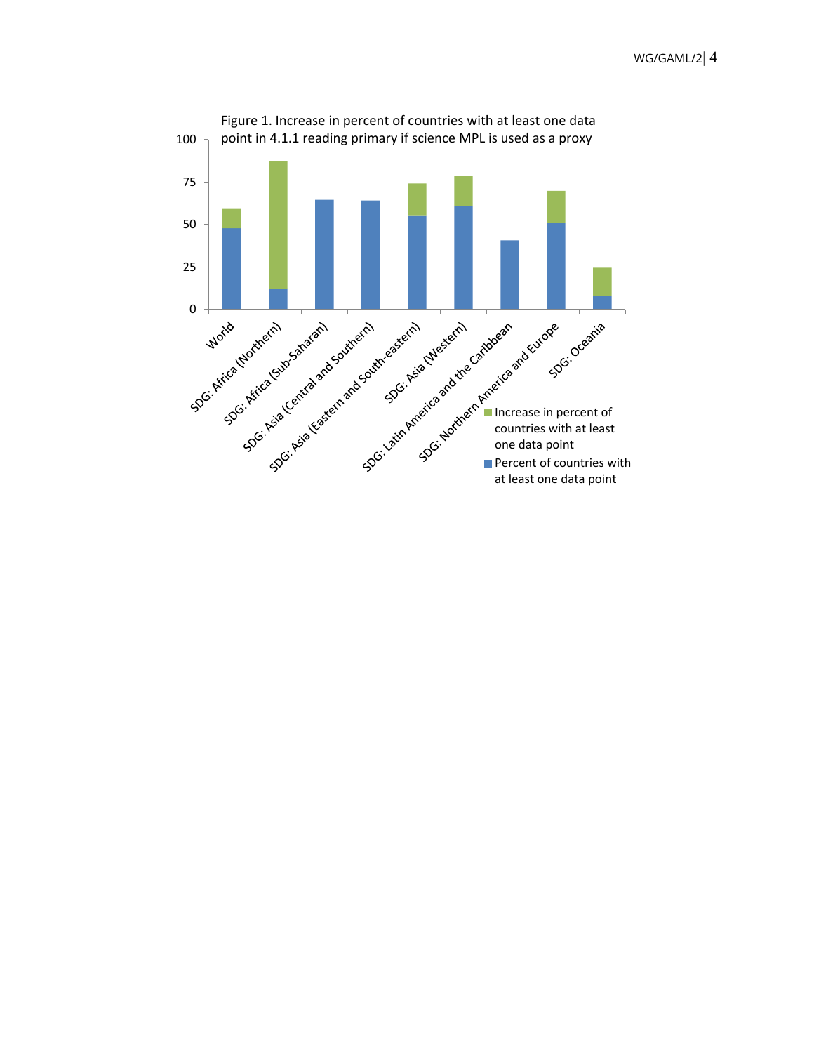Figure 1. Increase in percent of countries with at least one data point in 4.1.1 reading primary if science MPL is used as a proxy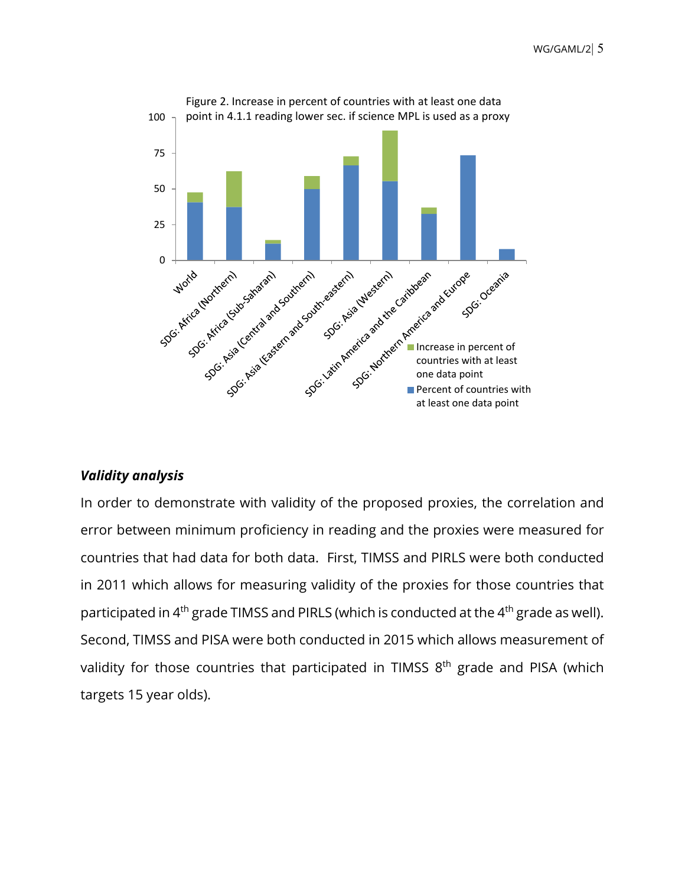Figure 2. Increase in percent of countries with at least one data point in 4.1.1 reading lower sec. if science MPL is used as a proxy

### *Validity analysis*

In order to demonstrate with validity of the proposed proxies, the correlation and error between minimum proficiency in reading and the proxies were measured for countries that had data for both data. First, TIMSS and PIRLS were both conducted in 2011 which allows for measuring validity of the proxies for those countries that participated in 4th grade TIMSS and PIRLS (which is conducted at the 4th grade as well). Second, TIMSS and PISA were both conducted in 2015 which allows measurement of validity for those countries that participated in TIMSS 8th grade and PISA (which targets 15 year olds).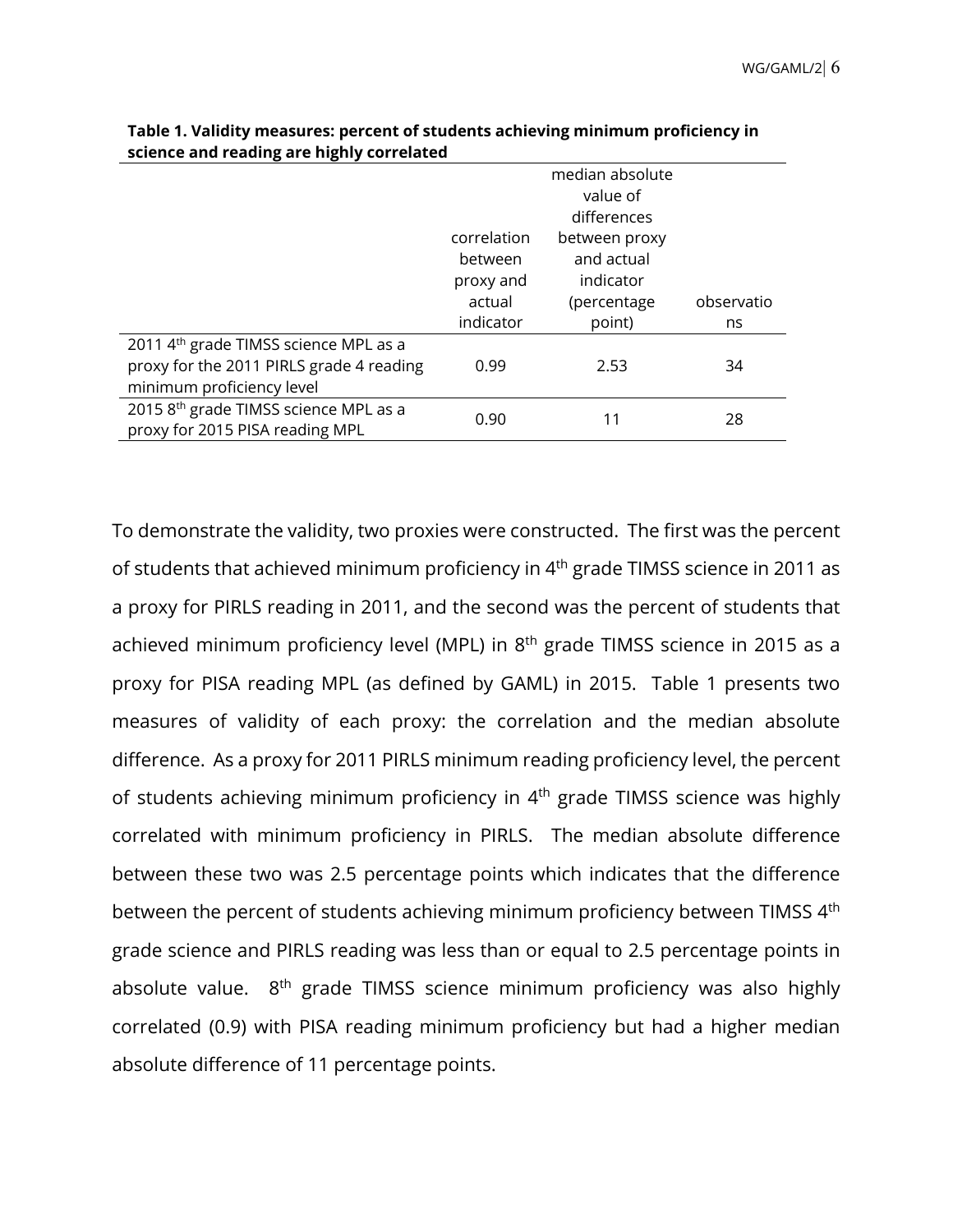**Table 1. Validity measures: percent of students achieving minimum proficiency in science and reading are highly correlated**

| | correlation between proxy and actual indicator | median absolute value of differences between proxy and actual indicator (percentage point) | observations |
|---|---|---|---|
| 2011 4th grade TIMSS science MPL as a proxy for the 2011 PIRLS grade 4 reading minimum proficiency level | 0.99 | 2.53 | 34 |
| 2015 8th grade TIMSS science MPL as a proxy for 2015 PISA reading MPL | 0.90 | 11 | 28 |

To demonstrate the validity, two proxies were constructed. The first was the percent of students that achieved minimum proficiency in 4th grade TIMSS science in 2011 as a proxy for PIRLS reading in 2011, and the second was the percent of students that achieved minimum proficiency level (MPL) in 8th grade TIMSS science in 2015 as a proxy for PISA reading MPL (as defined by GAML) in 2015. Table 1 presents two measures of validity of each proxy: the correlation and the median absolute difference. As a proxy for 2011 PIRLS minimum reading proficiency level, the percent of students achieving minimum proficiency in 4th grade TIMSS science was highly correlated with minimum proficiency in PIRLS. The median absolute difference between these two was 2.5 percentage points which indicates that the difference between the percent of students achieving minimum proficiency between TIMSS 4th grade science and PIRLS reading was less than or equal to 2.5 percentage points in absolute value. 8th grade TIMSS science minimum proficiency was also highly correlated (0.9) with PISA reading minimum proficiency but had a higher median absolute difference of 11 percentage points.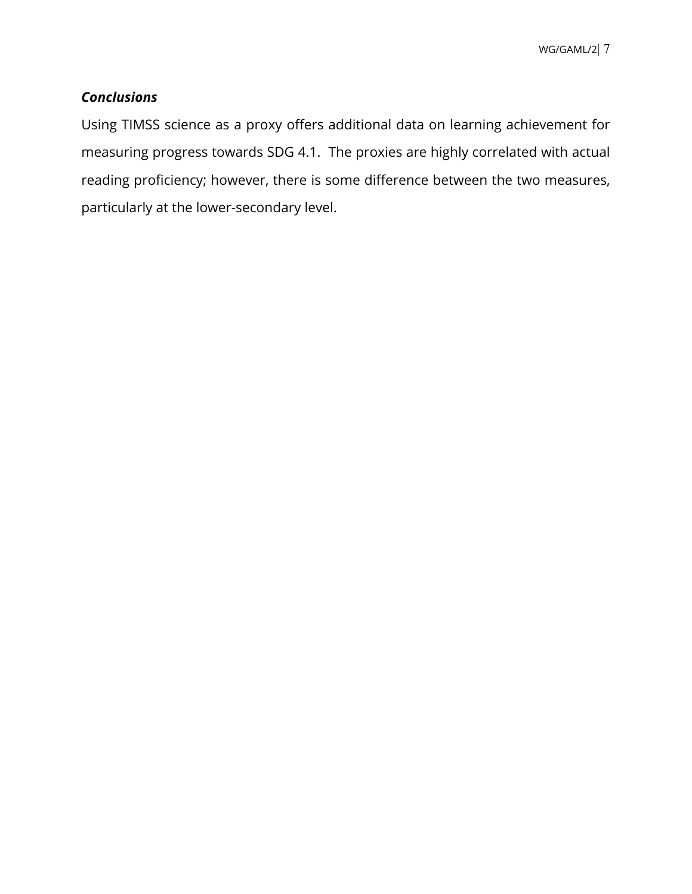***Conclusions***

Using TIMSS science as a proxy offers additional data on learning achievement for measuring progress towards SDG 4.1. The proxies are highly correlated with actual reading proficiency; however, there is some difference between the two measures, particularly at the lower-secondary level.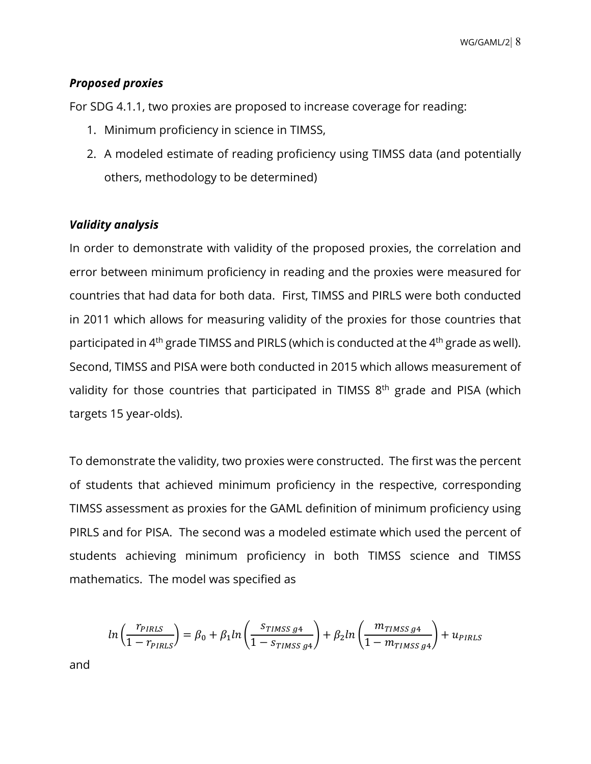***Proposed proxies***

For SDG 4.1.1, two proxies are proposed to increase coverage for reading:

1. Minimum proficiency in science in TIMSS,
2. A modeled estimate of reading proficiency using TIMSS data (and potentially others, methodology to be determined)

***Validity analysis***

In order to demonstrate with validity of the proposed proxies, the correlation and error between minimum proficiency in reading and the proxies were measured for countries that had data for both data. First, TIMSS and PIRLS were both conducted in 2011 which allows for measuring validity of the proxies for those countries that participated in 4th grade TIMSS and PIRLS (which is conducted at the 4th grade as well). Second, TIMSS and PISA were both conducted in 2015 which allows measurement of validity for those countries that participated in TIMSS 8th grade and PISA (which targets 15 year-olds).

To demonstrate the validity, two proxies were constructed. The first was the percent of students that achieved minimum proficiency in the respective, corresponding TIMSS assessment as proxies for the GAML definition of minimum proficiency using PIRLS and for PISA. The second was a modeled estimate which used the percent of students achieving minimum proficiency in both TIMSS science and TIMSS mathematics. The model was specified as

$$ln\left(\frac{r_{PIRLS}}{1-r_{PIRLS}}\right) = \beta_0 + \beta_1 ln\left(\frac{s_{TIMSS\ g4}}{1-s_{TIMSS\ g4}}\right) + \beta_2 ln\left(\frac{m_{TIMSS\ g4}}{1-m_{TIMSS\ g4}}\right) + u_{PIRLS}$$

and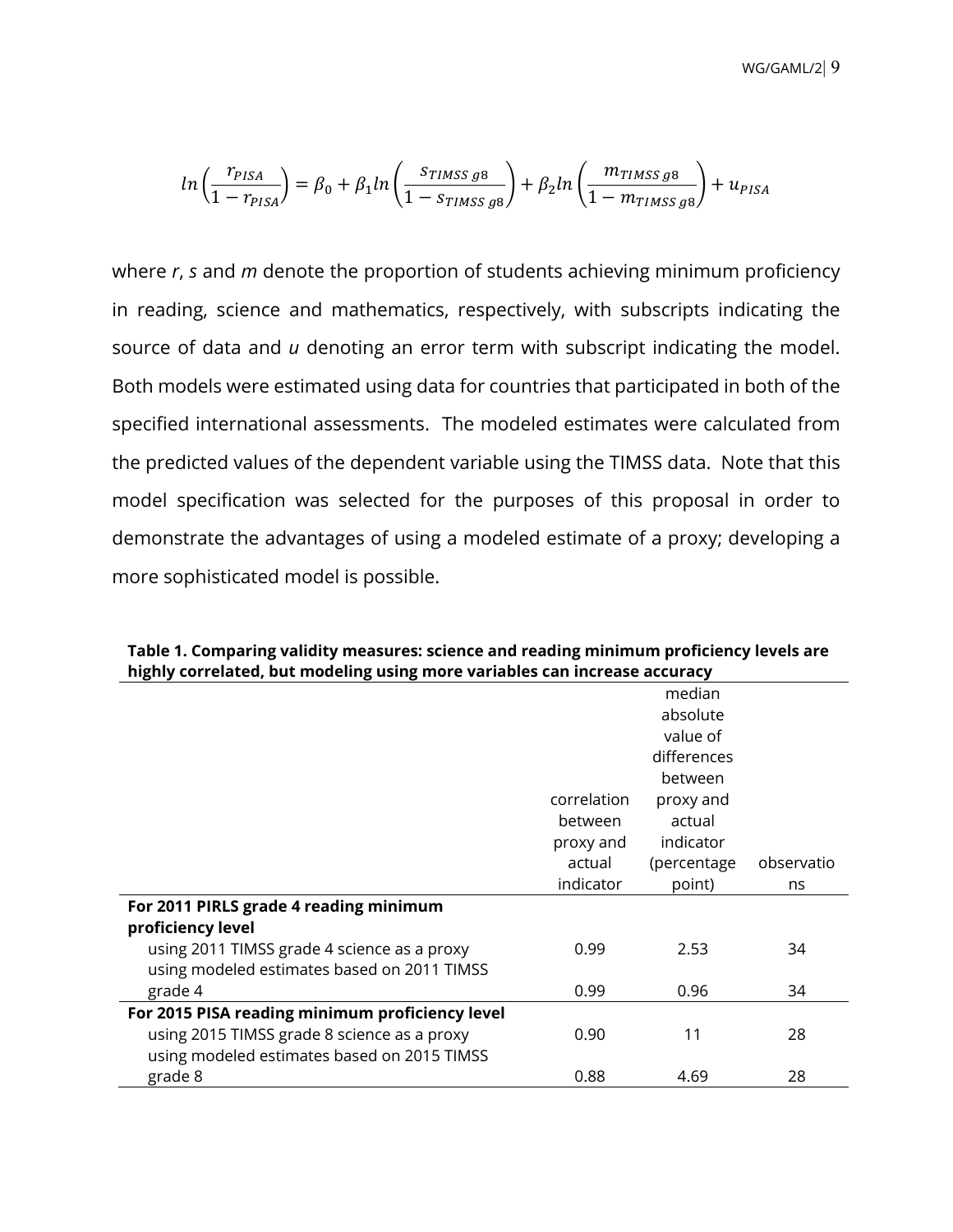$$ln\left(\frac{r_{PISA}}{1-r_{PISA}}\right) = \beta_0 + \beta_1 ln\left(\frac{s_{TIMSS\ g8}}{1-s_{TIMSS\ g8}}\right) + \beta_2 ln\left(\frac{m_{TIMSS\ g8}}{1-m_{TIMSS\ g8}}\right) + u_{PISA}$$

where *r*, *s* and *m* denote the proportion of students achieving minimum proficiency in reading, science and mathematics, respectively, with subscripts indicating the source of data and *u* denoting an error term with subscript indicating the model. Both models were estimated using data for countries that participated in both of the specified international assessments. The modeled estimates were calculated from the predicted values of the dependent variable using the TIMSS data. Note that this model specification was selected for the purposes of this proposal in order to demonstrate the advantages of using a modeled estimate of a proxy; developing a more sophisticated model is possible.

**Table 1. Comparing validity measures: science and reading minimum proficiency levels are highly correlated, but modeling using more variables can increase accuracy**

| | correlation between proxy and actual indicator | median absolute value of differences between proxy and actual indicator (percentage point) | observations |
|---|---|---|---|
| **For 2011 PIRLS grade 4 reading minimum proficiency level** | | | |
| using 2011 TIMSS grade 4 science as a proxy | 0.99 | 2.53 | 34 |
| using modeled estimates based on 2011 TIMSS grade 4 | 0.99 | 0.96 | 34 |
| **For 2015 PISA reading minimum proficiency level** | | | |
| using 2015 TIMSS grade 8 science as a proxy | 0.90 | 11 | 28 |
| using modeled estimates based on 2015 TIMSS grade 8 | 0.88 | 4.69 | 28 |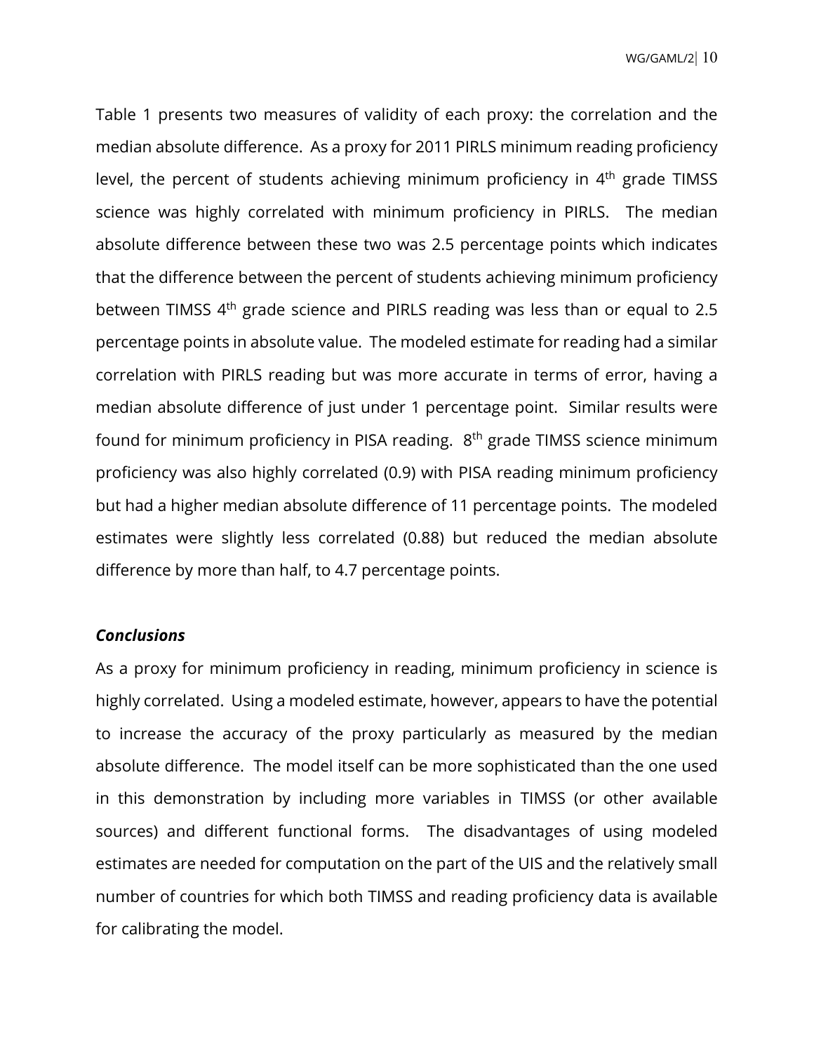Table 1 presents two measures of validity of each proxy: the correlation and the median absolute difference. As a proxy for 2011 PIRLS minimum reading proficiency level, the percent of students achieving minimum proficiency in 4$^{th}$ grade TIMSS science was highly correlated with minimum proficiency in PIRLS. The median absolute difference between these two was 2.5 percentage points which indicates that the difference between the percent of students achieving minimum proficiency between TIMSS 4$^{th}$ grade science and PIRLS reading was less than or equal to 2.5 percentage points in absolute value. The modeled estimate for reading had a similar correlation with PIRLS reading but was more accurate in terms of error, having a median absolute difference of just under 1 percentage point. Similar results were found for minimum proficiency in PISA reading. 8$^{th}$ grade TIMSS science minimum proficiency was also highly correlated (0.9) with PISA reading minimum proficiency but had a higher median absolute difference of 11 percentage points. The modeled estimates were slightly less correlated (0.88) but reduced the median absolute difference by more than half, to 4.7 percentage points.

***Conclusions***

As a proxy for minimum proficiency in reading, minimum proficiency in science is highly correlated. Using a modeled estimate, however, appears to have the potential to increase the accuracy of the proxy particularly as measured by the median absolute difference. The model itself can be more sophisticated than the one used in this demonstration by including more variables in TIMSS (or other available sources) and different functional forms. The disadvantages of using modeled estimates are needed for computation on the part of the UIS and the relatively small number of countries for which both TIMSS and reading proficiency data is available for calibrating the model.